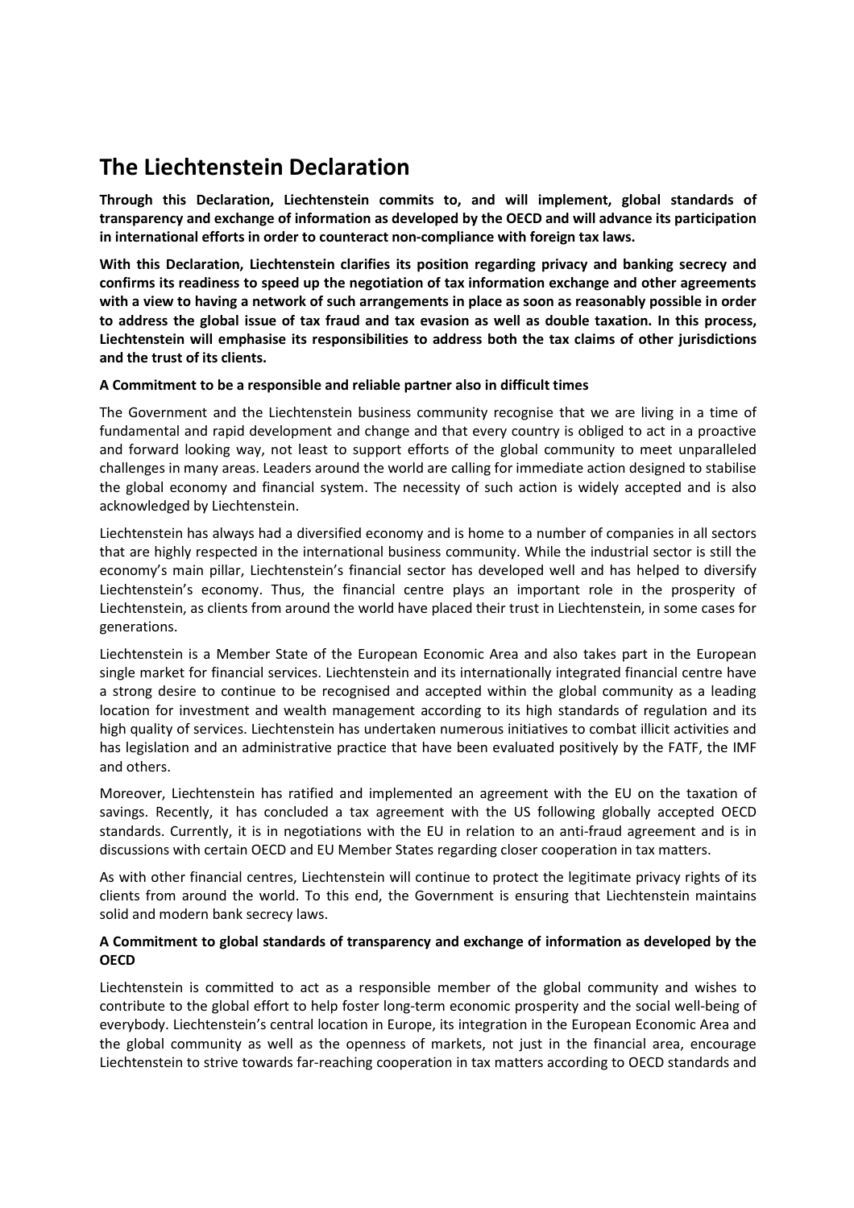# The Liechtenstein Declaration

**Through this Declaration, Liechtenstein commits to, and will implement, global standards of transparency and exchange of information as developed by the OECD and will advance its participation in international efforts in order to counteract non-compliance with foreign tax laws.**

**With this Declaration, Liechtenstein clarifies its position regarding privacy and banking secrecy and confirms its readiness to speed up the negotiation of tax information exchange and other agreements with a view to having a network of such arrangements in place as soon as reasonably possible in order to address the global issue of tax fraud and tax evasion as well as double taxation. In this process, Liechtenstein will emphasise its responsibilities to address both the tax claims of other jurisdictions and the trust of its clients.**

### A Commitment to be a responsible and reliable partner also in difficult times

The Government and the Liechtenstein business community recognise that we are living in a time of fundamental and rapid development and change and that every country is obliged to act in a proactive and forward looking way, not least to support efforts of the global community to meet unparalleled challenges in many areas. Leaders around the world are calling for immediate action designed to stabilise the global economy and financial system. The necessity of such action is widely accepted and is also acknowledged by Liechtenstein.

Liechtenstein has always had a diversified economy and is home to a number of companies in all sectors that are highly respected in the international business community. While the industrial sector is still the economy's main pillar, Liechtenstein's financial sector has developed well and has helped to diversify Liechtenstein's economy. Thus, the financial centre plays an important role in the prosperity of Liechtenstein, as clients from around the world have placed their trust in Liechtenstein, in some cases for generations.

Liechtenstein is a Member State of the European Economic Area and also takes part in the European single market for financial services. Liechtenstein and its internationally integrated financial centre have a strong desire to continue to be recognised and accepted within the global community as a leading location for investment and wealth management according to its high standards of regulation and its high quality of services. Liechtenstein has undertaken numerous initiatives to combat illicit activities and has legislation and an administrative practice that have been evaluated positively by the FATF, the IMF and others.

Moreover, Liechtenstein has ratified and implemented an agreement with the EU on the taxation of savings. Recently, it has concluded a tax agreement with the US following globally accepted OECD standards. Currently, it is in negotiations with the EU in relation to an anti-fraud agreement and is in discussions with certain OECD and EU Member States regarding closer cooperation in tax matters.

As with other financial centres, Liechtenstein will continue to protect the legitimate privacy rights of its clients from around the world. To this end, the Government is ensuring that Liechtenstein maintains solid and modern bank secrecy laws.

### A Commitment to global standards of transparency and exchange of information as developed by the OECD

Liechtenstein is committed to act as a responsible member of the global community and wishes to contribute to the global effort to help foster long-term economic prosperity and the social well-being of everybody. Liechtenstein's central location in Europe, its integration in the European Economic Area and the global community as well as the openness of markets, not just in the financial area, encourage Liechtenstein to strive towards far-reaching cooperation in tax matters according to OECD standards and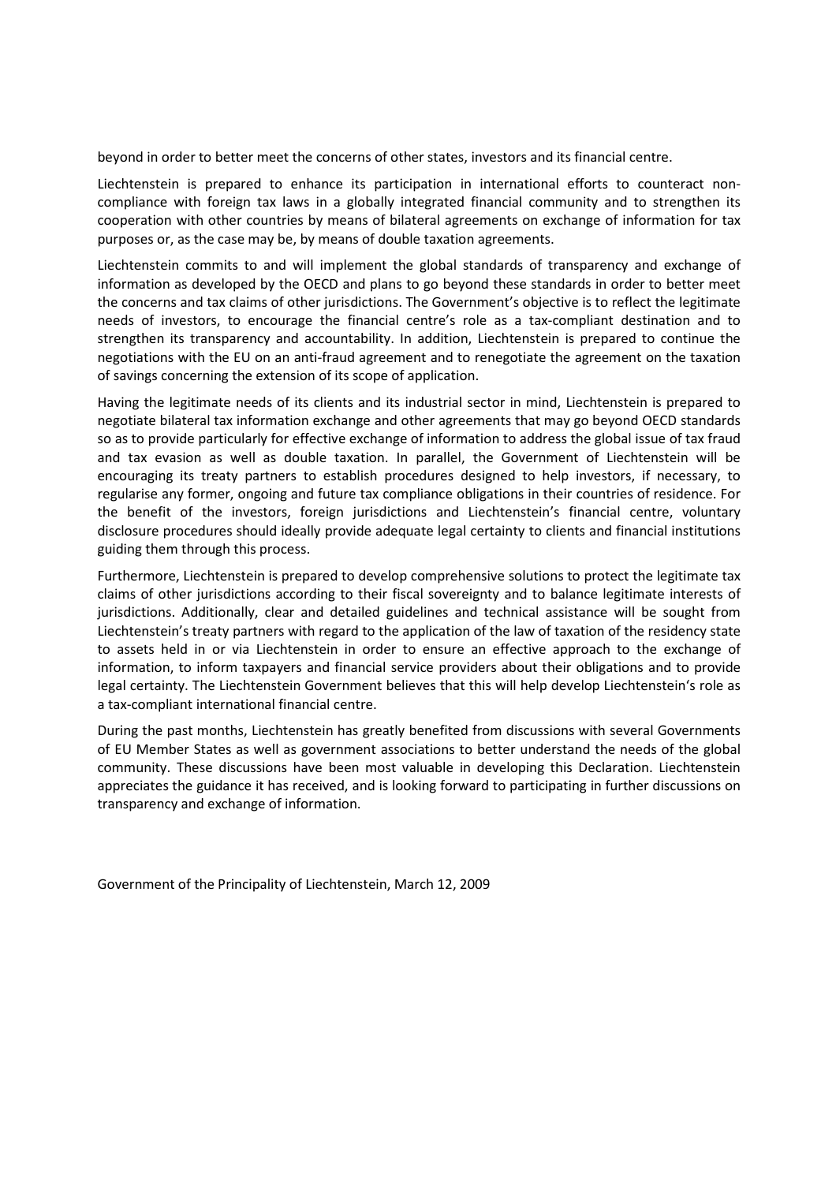beyond in order to better meet the concerns of other states, investors and its financial centre.

Liechtenstein is prepared to enhance its participation in international efforts to counteract non-compliance with foreign tax laws in a globally integrated financial community and to strengthen its cooperation with other countries by means of bilateral agreements on exchange of information for tax purposes or, as the case may be, by means of double taxation agreements.

Liechtenstein commits to and will implement the global standards of transparency and exchange of information as developed by the OECD and plans to go beyond these standards in order to better meet the concerns and tax claims of other jurisdictions. The Government's objective is to reflect the legitimate needs of investors, to encourage the financial centre's role as a tax-compliant destination and to strengthen its transparency and accountability. In addition, Liechtenstein is prepared to continue the negotiations with the EU on an anti-fraud agreement and to renegotiate the agreement on the taxation of savings concerning the extension of its scope of application.

Having the legitimate needs of its clients and its industrial sector in mind, Liechtenstein is prepared to negotiate bilateral tax information exchange and other agreements that may go beyond OECD standards so as to provide particularly for effective exchange of information to address the global issue of tax fraud and tax evasion as well as double taxation. In parallel, the Government of Liechtenstein will be encouraging its treaty partners to establish procedures designed to help investors, if necessary, to regularise any former, ongoing and future tax compliance obligations in their countries of residence. For the benefit of the investors, foreign jurisdictions and Liechtenstein's financial centre, voluntary disclosure procedures should ideally provide adequate legal certainty to clients and financial institutions guiding them through this process.

Furthermore, Liechtenstein is prepared to develop comprehensive solutions to protect the legitimate tax claims of other jurisdictions according to their fiscal sovereignty and to balance legitimate interests of jurisdictions. Additionally, clear and detailed guidelines and technical assistance will be sought from Liechtenstein's treaty partners with regard to the application of the law of taxation of the residency state to assets held in or via Liechtenstein in order to ensure an effective approach to the exchange of information, to inform taxpayers and financial service providers about their obligations and to provide legal certainty. The Liechtenstein Government believes that this will help develop Liechtenstein's role as a tax-compliant international financial centre.

During the past months, Liechtenstein has greatly benefited from discussions with several Governments of EU Member States as well as government associations to better understand the needs of the global community. These discussions have been most valuable in developing this Declaration. Liechtenstein appreciates the guidance it has received, and is looking forward to participating in further discussions on transparency and exchange of information.

Government of the Principality of Liechtenstein, March 12, 2009